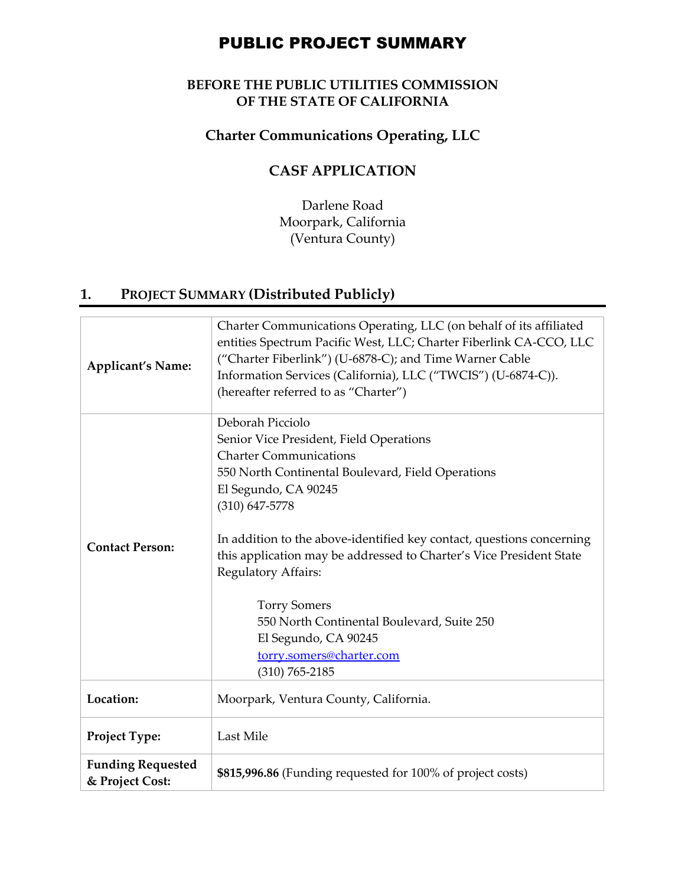# PUBLIC PROJECT SUMMARY

**BEFORE THE PUBLIC UTILITIES COMMISSION**
**OF THE STATE OF CALIFORNIA**

**Charter Communications Operating, LLC**

**CASF APPLICATION**

Darlene Road
Moorpark, California
(Ventura County)

## 1. PROJECT SUMMARY (Distributed Publicly)

| | |
|---|---|
| **Applicant's Name:** | Charter Communications Operating, LLC (on behalf of its affiliated entities Spectrum Pacific West, LLC; Charter Fiberlink CA-CCO, LLC ("Charter Fiberlink") (U-6878-C); and Time Warner Cable Information Services (California), LLC ("TWCIS") (U-6874-C)). (hereafter referred to as "Charter") |
| **Contact Person:** | Deborah Picciolo<br>Senior Vice President, Field Operations<br>Charter Communications<br>550 North Continental Boulevard, Field Operations<br>El Segundo, CA 90245<br>(310) 647-5778<br><br>In addition to the above-identified key contact, questions concerning this application may be addressed to Charter's Vice President State Regulatory Affairs:<br><br>Torry Somers<br>550 North Continental Boulevard, Suite 250<br>El Segundo, CA 90245<br>torry.somers@charter.com<br>(310) 765-2185 |
| **Location:** | Moorpark, Ventura County, California. |
| **Project Type:** | Last Mile |
| **Funding Requested & Project Cost:** | **$815,996.86** (Funding requested for 100% of project costs) |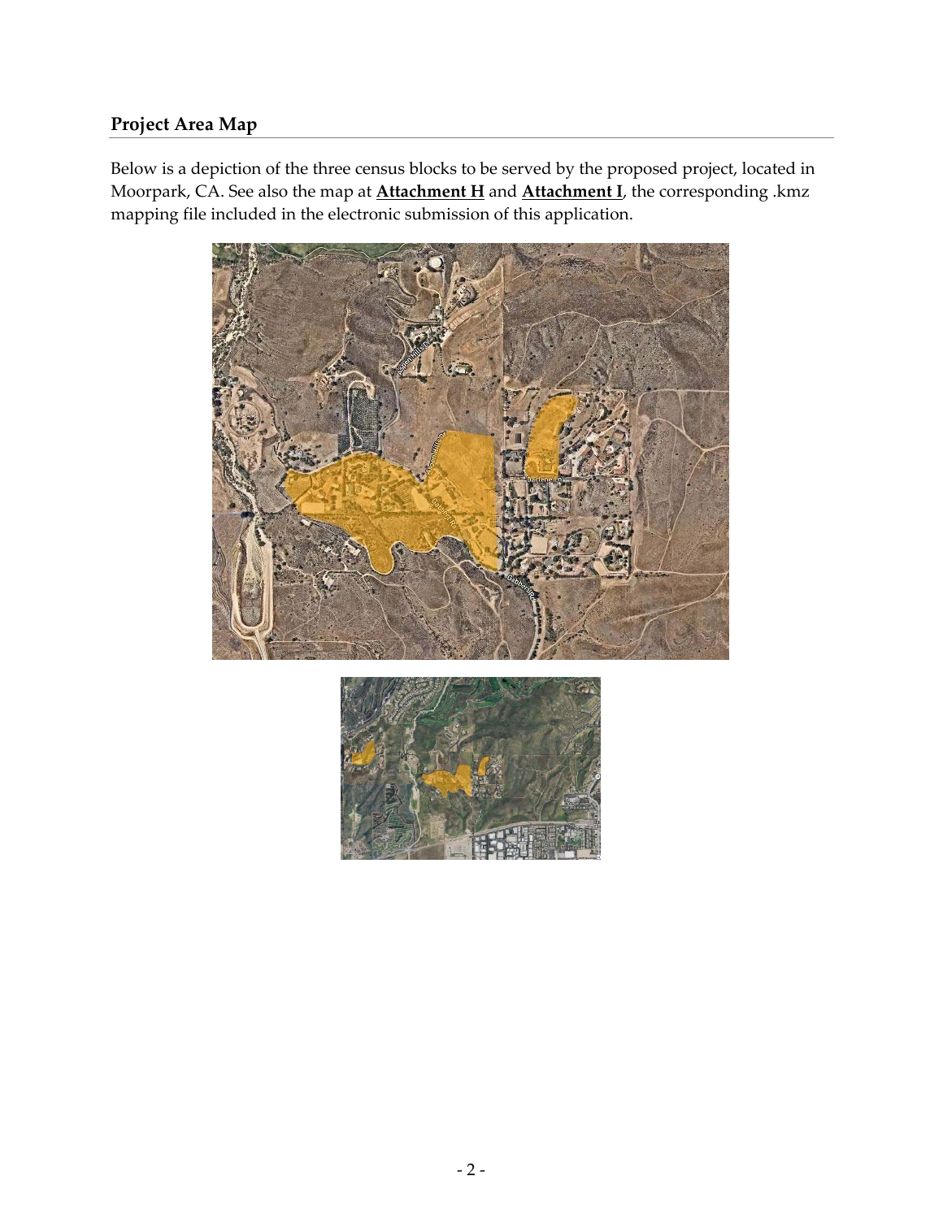## Project Area Map

Below is a depiction of the three census blocks to be served by the proposed project, located in Moorpark, CA. See also the map at **Attachment H** and **Attachment I**, the corresponding .kmz mapping file included in the electronic submission of this application.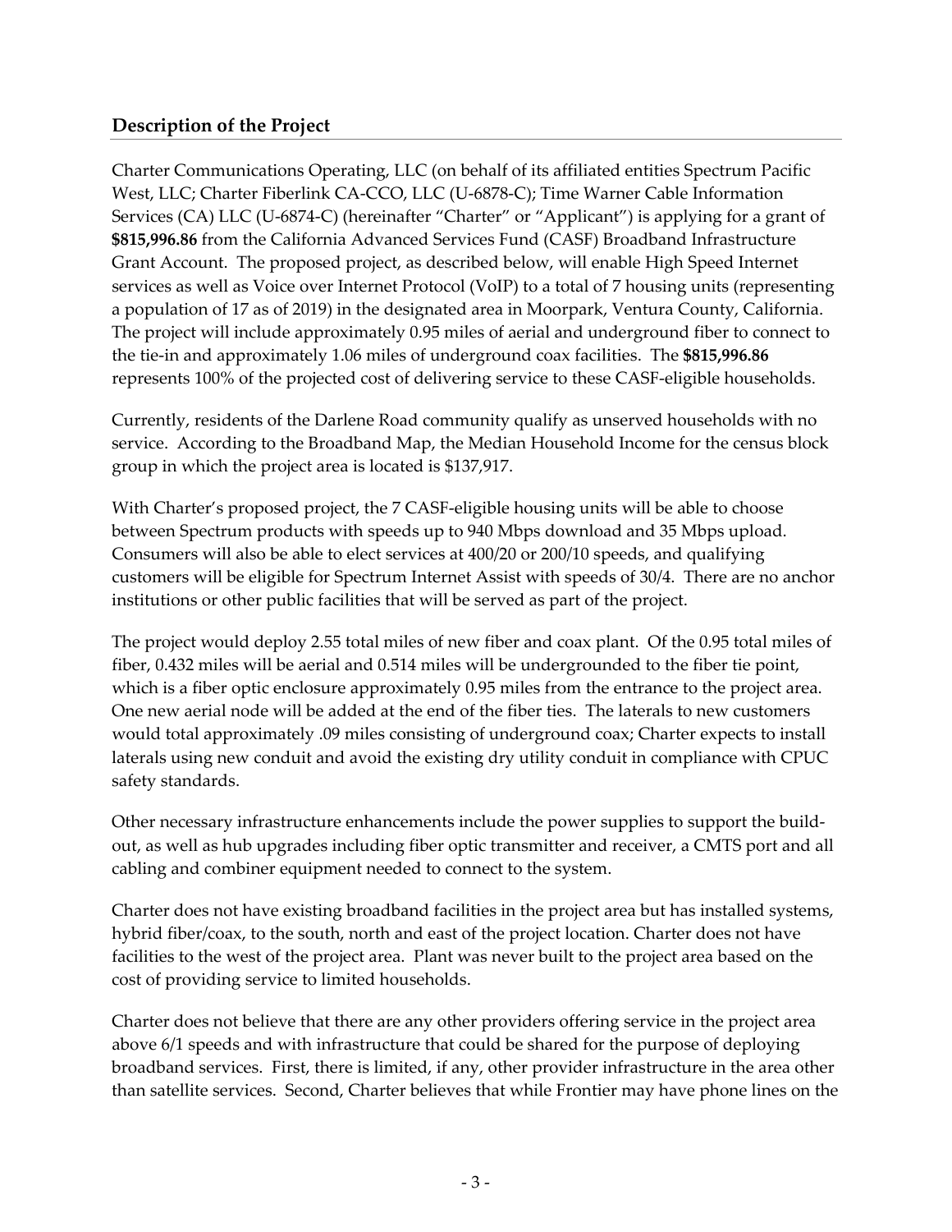## Description of the Project

Charter Communications Operating, LLC (on behalf of its affiliated entities Spectrum Pacific West, LLC; Charter Fiberlink CA-CCO, LLC (U-6878-C); Time Warner Cable Information Services (CA) LLC (U-6874-C) (hereinafter "Charter" or "Applicant") is applying for a grant of **$815,996.86** from the California Advanced Services Fund (CASF) Broadband Infrastructure Grant Account. The proposed project, as described below, will enable High Speed Internet services as well as Voice over Internet Protocol (VoIP) to a total of 7 housing units (representing a population of 17 as of 2019) in the designated area in Moorpark, Ventura County, California. The project will include approximately 0.95 miles of aerial and underground fiber to connect to the tie-in and approximately 1.06 miles of underground coax facilities. The **$815,996.86** represents 100% of the projected cost of delivering service to these CASF-eligible households.

Currently, residents of the Darlene Road community qualify as unserved households with no service. According to the Broadband Map, the Median Household Income for the census block group in which the project area is located is $137,917.

With Charter's proposed project, the 7 CASF-eligible housing units will be able to choose between Spectrum products with speeds up to 940 Mbps download and 35 Mbps upload. Consumers will also be able to elect services at 400/20 or 200/10 speeds, and qualifying customers will be eligible for Spectrum Internet Assist with speeds of 30/4. There are no anchor institutions or other public facilities that will be served as part of the project.

The project would deploy 2.55 total miles of new fiber and coax plant. Of the 0.95 total miles of fiber, 0.432 miles will be aerial and 0.514 miles will be undergrounded to the fiber tie point, which is a fiber optic enclosure approximately 0.95 miles from the entrance to the project area. One new aerial node will be added at the end of the fiber ties. The laterals to new customers would total approximately .09 miles consisting of underground coax; Charter expects to install laterals using new conduit and avoid the existing dry utility conduit in compliance with CPUC safety standards.

Other necessary infrastructure enhancements include the power supplies to support the build-out, as well as hub upgrades including fiber optic transmitter and receiver, a CMTS port and all cabling and combiner equipment needed to connect to the system.

Charter does not have existing broadband facilities in the project area but has installed systems, hybrid fiber/coax, to the south, north and east of the project location. Charter does not have facilities to the west of the project area. Plant was never built to the project area based on the cost of providing service to limited households.

Charter does not believe that there are any other providers offering service in the project area above 6/1 speeds and with infrastructure that could be shared for the purpose of deploying broadband services. First, there is limited, if any, other provider infrastructure in the area other than satellite services. Second, Charter believes that while Frontier may have phone lines on the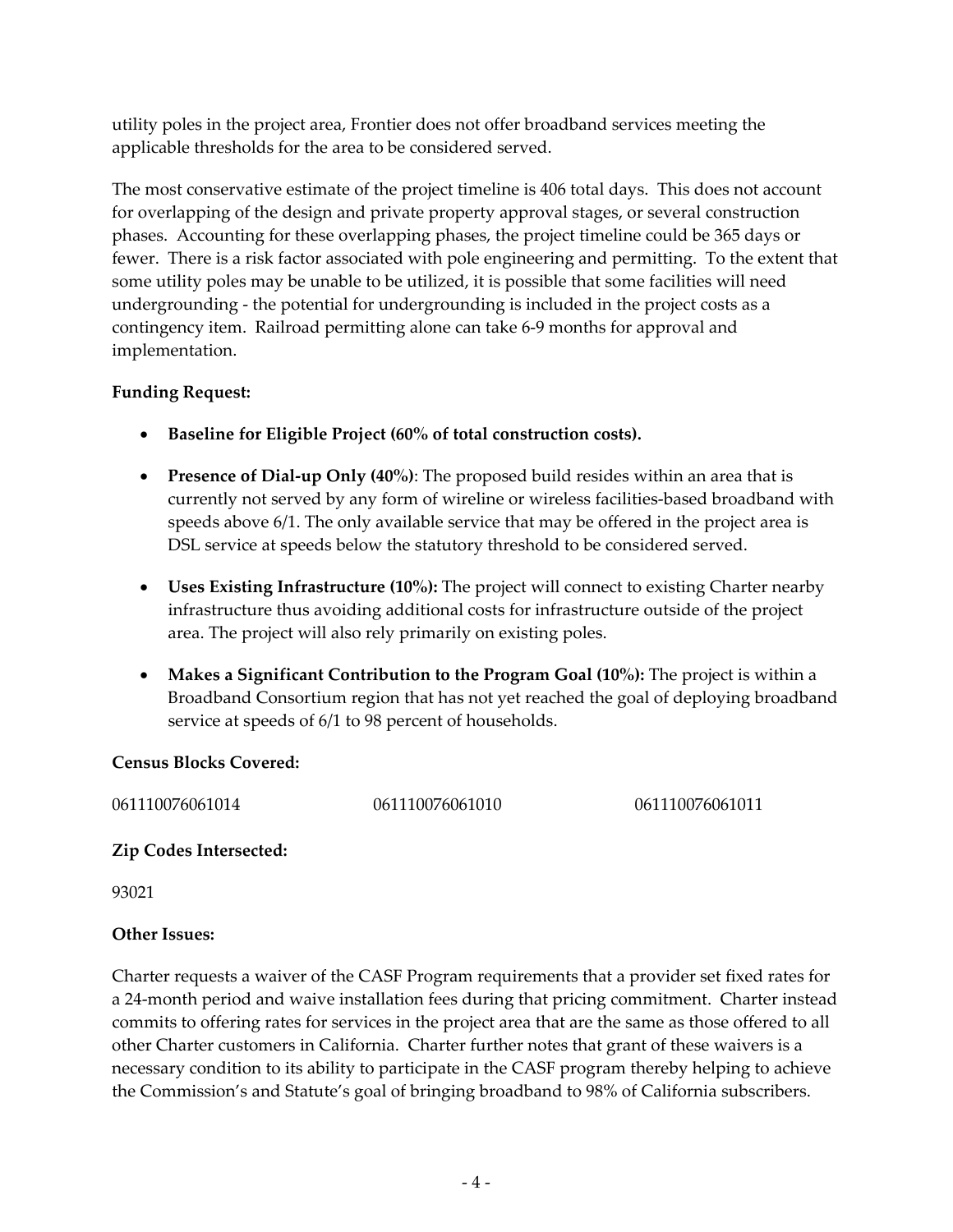utility poles in the project area, Frontier does not offer broadband services meeting the applicable thresholds for the area to be considered served.

The most conservative estimate of the project timeline is 406 total days. This does not account for overlapping of the design and private property approval stages, or several construction phases. Accounting for these overlapping phases, the project timeline could be 365 days or fewer. There is a risk factor associated with pole engineering and permitting. To the extent that some utility poles may be unable to be utilized, it is possible that some facilities will need undergrounding - the potential for undergrounding is included in the project costs as a contingency item. Railroad permitting alone can take 6-9 months for approval and implementation.

**Funding Request:**

- **Baseline for Eligible Project (60% of total construction costs).**
- **Presence of Dial-up Only (40%)**: The proposed build resides within an area that is currently not served by any form of wireline or wireless facilities-based broadband with speeds above 6/1. The only available service that may be offered in the project area is DSL service at speeds below the statutory threshold to be considered served.
- **Uses Existing Infrastructure (10%):** The project will connect to existing Charter nearby infrastructure thus avoiding additional costs for infrastructure outside of the project area. The project will also rely primarily on existing poles.
- **Makes a Significant Contribution to the Program Goal (10%):** The project is within a Broadband Consortium region that has not yet reached the goal of deploying broadband service at speeds of 6/1 to 98 percent of households.

**Census Blocks Covered:**

061110076061014 061110076061010 061110076061011

**Zip Codes Intersected:**

93021

**Other Issues:**

Charter requests a waiver of the CASF Program requirements that a provider set fixed rates for a 24-month period and waive installation fees during that pricing commitment. Charter instead commits to offering rates for services in the project area that are the same as those offered to all other Charter customers in California. Charter further notes that grant of these waivers is a necessary condition to its ability to participate in the CASF program thereby helping to achieve the Commission's and Statute's goal of bringing broadband to 98% of California subscribers.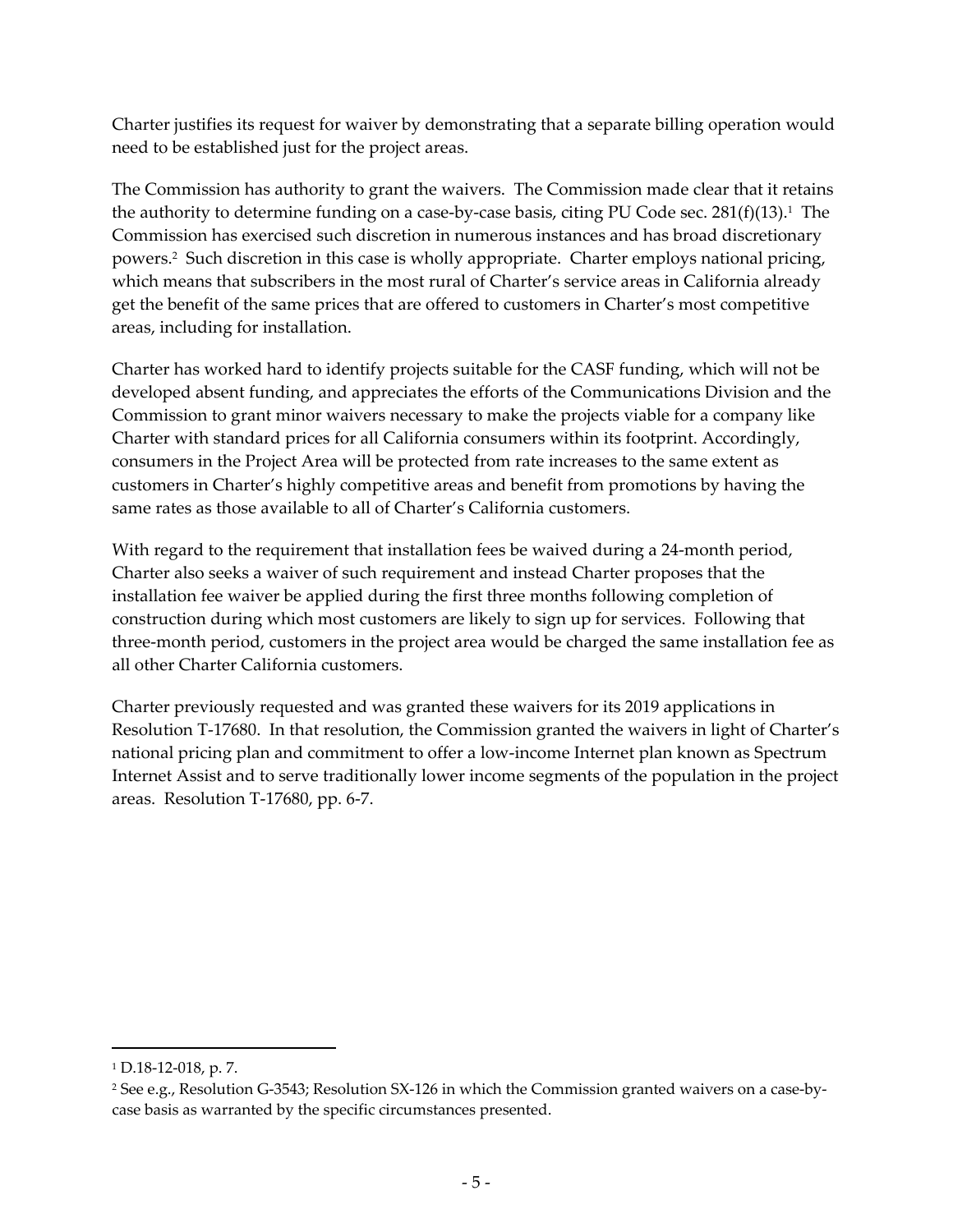Charter justifies its request for waiver by demonstrating that a separate billing operation would need to be established just for the project areas.

The Commission has authority to grant the waivers. The Commission made clear that it retains the authority to determine funding on a case-by-case basis, citing PU Code sec. 281(f)(13).[1] The Commission has exercised such discretion in numerous instances and has broad discretionary powers.[2] Such discretion in this case is wholly appropriate. Charter employs national pricing, which means that subscribers in the most rural of Charter's service areas in California already get the benefit of the same prices that are offered to customers in Charter's most competitive areas, including for installation.

Charter has worked hard to identify projects suitable for the CASF funding, which will not be developed absent funding, and appreciates the efforts of the Communications Division and the Commission to grant minor waivers necessary to make the projects viable for a company like Charter with standard prices for all California consumers within its footprint. Accordingly, consumers in the Project Area will be protected from rate increases to the same extent as customers in Charter's highly competitive areas and benefit from promotions by having the same rates as those available to all of Charter's California customers.

With regard to the requirement that installation fees be waived during a 24-month period, Charter also seeks a waiver of such requirement and instead Charter proposes that the installation fee waiver be applied during the first three months following completion of construction during which most customers are likely to sign up for services. Following that three-month period, customers in the project area would be charged the same installation fee as all other Charter California customers.

Charter previously requested and was granted these waivers for its 2019 applications in Resolution T-17680. In that resolution, the Commission granted the waivers in light of Charter's national pricing plan and commitment to offer a low-income Internet plan known as Spectrum Internet Assist and to serve traditionally lower income segments of the population in the project areas. Resolution T-17680, pp. 6-7.

---

[1] D.18-12-018, p. 7.

[2] See e.g., Resolution G-3543; Resolution SX-126 in which the Commission granted waivers on a case-by-case basis as warranted by the specific circumstances presented.